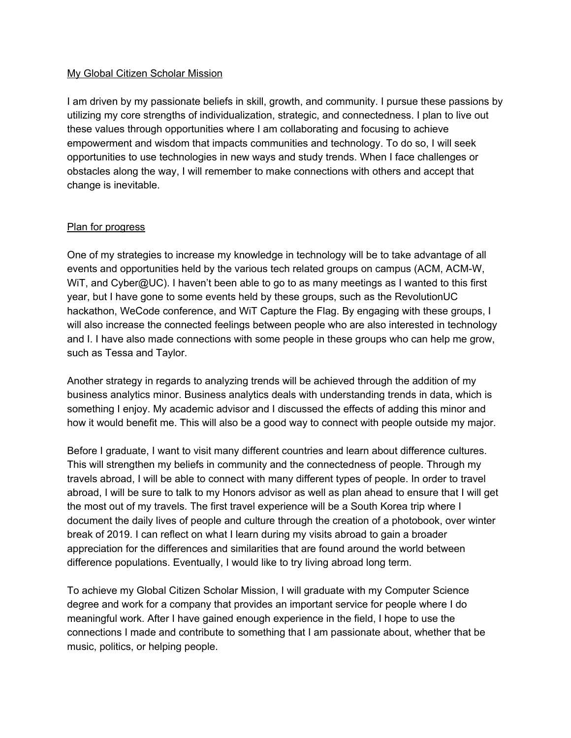## My Global Citizen Scholar Mission

I am driven by my passionate beliefs in skill, growth, and community. I pursue these passions by utilizing my core strengths of individualization, strategic, and connectedness. I plan to live out these values through opportunities where I am collaborating and focusing to achieve empowerment and wisdom that impacts communities and technology. To do so, I will seek opportunities to use technologies in new ways and study trends. When I face challenges or obstacles along the way, I will remember to make connections with others and accept that change is inevitable.

## Plan for progress

One of my strategies to increase my knowledge in technology will be to take advantage of all events and opportunities held by the various tech related groups on campus (ACM, ACM-W, WiT, and Cyber@UC). I haven't been able to go to as many meetings as I wanted to this first year, but I have gone to some events held by these groups, such as the RevolutionUC hackathon, WeCode conference, and WiT Capture the Flag. By engaging with these groups, I will also increase the connected feelings between people who are also interested in technology and I. I have also made connections with some people in these groups who can help me grow, such as Tessa and Taylor.

Another strategy in regards to analyzing trends will be achieved through the addition of my business analytics minor. Business analytics deals with understanding trends in data, which is something I enjoy. My academic advisor and I discussed the effects of adding this minor and how it would benefit me. This will also be a good way to connect with people outside my major.

Before I graduate, I want to visit many different countries and learn about difference cultures. This will strengthen my beliefs in community and the connectedness of people. Through my travels abroad, I will be able to connect with many different types of people. In order to travel abroad, I will be sure to talk to my Honors advisor as well as plan ahead to ensure that I will get the most out of my travels. The first travel experience will be a South Korea trip where I document the daily lives of people and culture through the creation of a photobook, over winter break of 2019. I can reflect on what I learn during my visits abroad to gain a broader appreciation for the differences and similarities that are found around the world between difference populations. Eventually, I would like to try living abroad long term.

To achieve my Global Citizen Scholar Mission, I will graduate with my Computer Science degree and work for a company that provides an important service for people where I do meaningful work. After I have gained enough experience in the field, I hope to use the connections I made and contribute to something that I am passionate about, whether that be music, politics, or helping people.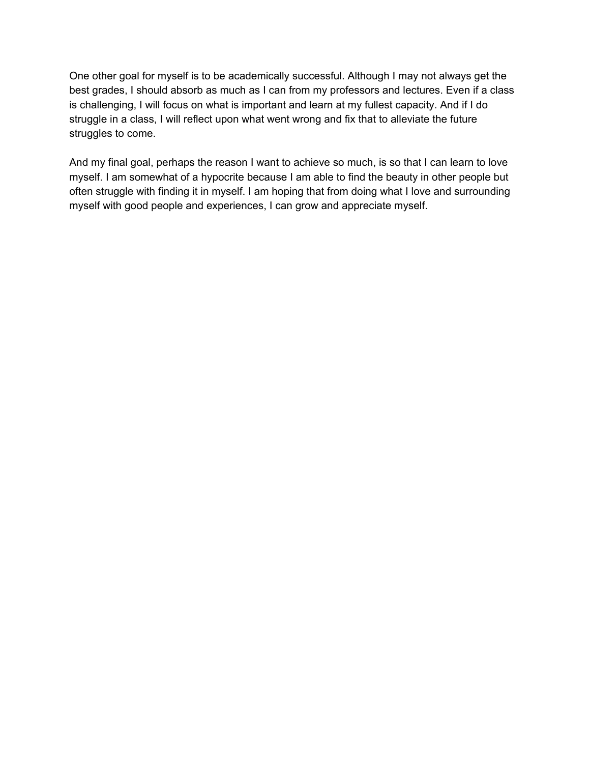One other goal for myself is to be academically successful. Although I may not always get the best grades, I should absorb as much as I can from my professors and lectures. Even if a class is challenging, I will focus on what is important and learn at my fullest capacity. And if I do struggle in a class, I will reflect upon what went wrong and fix that to alleviate the future struggles to come.

And my final goal, perhaps the reason I want to achieve so much, is so that I can learn to love myself. I am somewhat of a hypocrite because I am able to find the beauty in other people but often struggle with finding it in myself. I am hoping that from doing what I love and surrounding myself with good people and experiences, I can grow and appreciate myself.